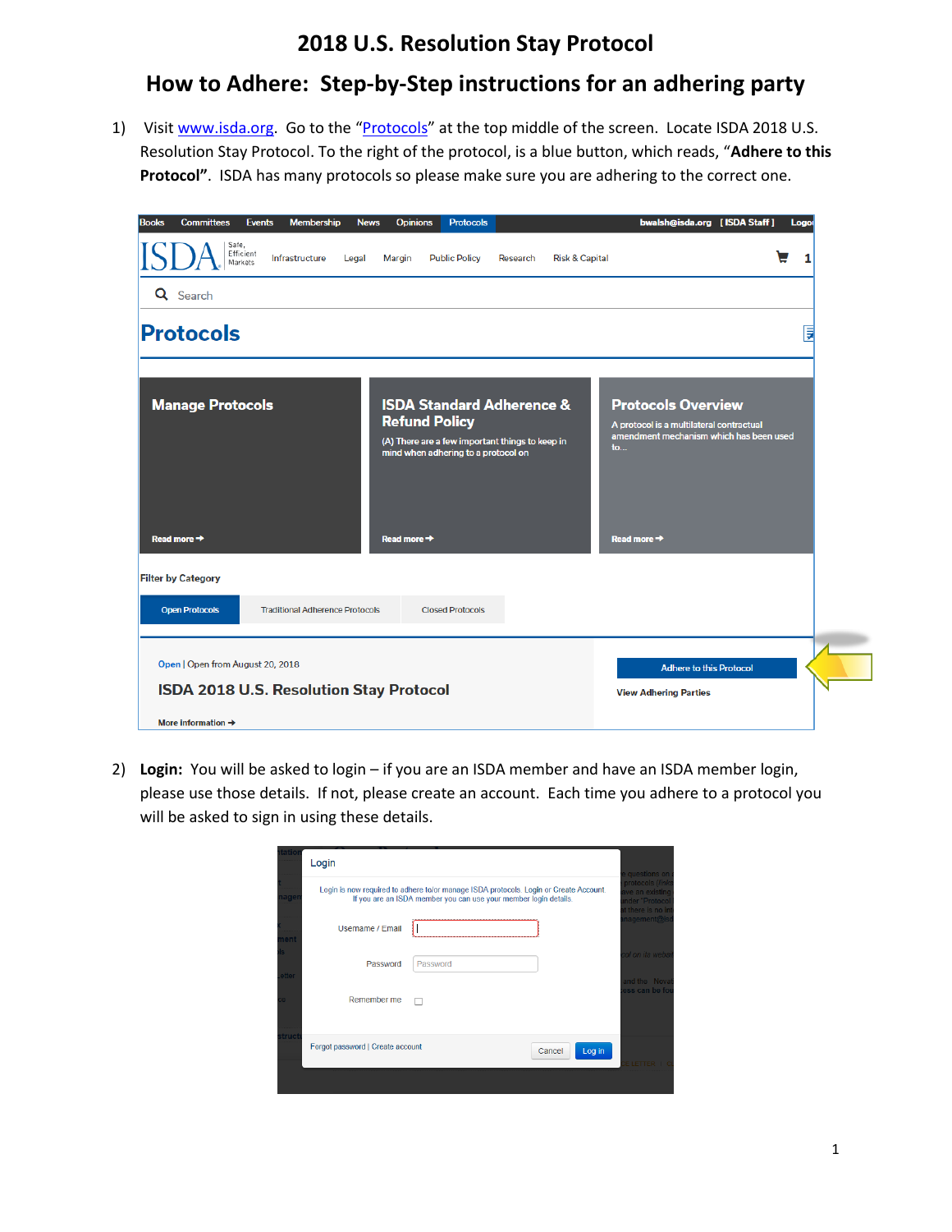# 2018 U.S. Resolution Stay Protocol

## How to Adhere: Step-by-Step instructions for an adhering party

1) Visit www.isda.org. Go to the "Protocols" at the top middle of the screen. Locate ISDA 2018 U.S. Resolution Stay Protocol. To the right of the protocol, is a blue button, which reads, "**Adhere to this Protocol"**. ISDA has many protocols so please make sure you are adhering to the correct one.

2) **Login:** You will be asked to login – if you are an ISDA member and have an ISDA member login, please use those details. If not, please create an account. Each time you adhere to a protocol you will be asked to sign in using these details.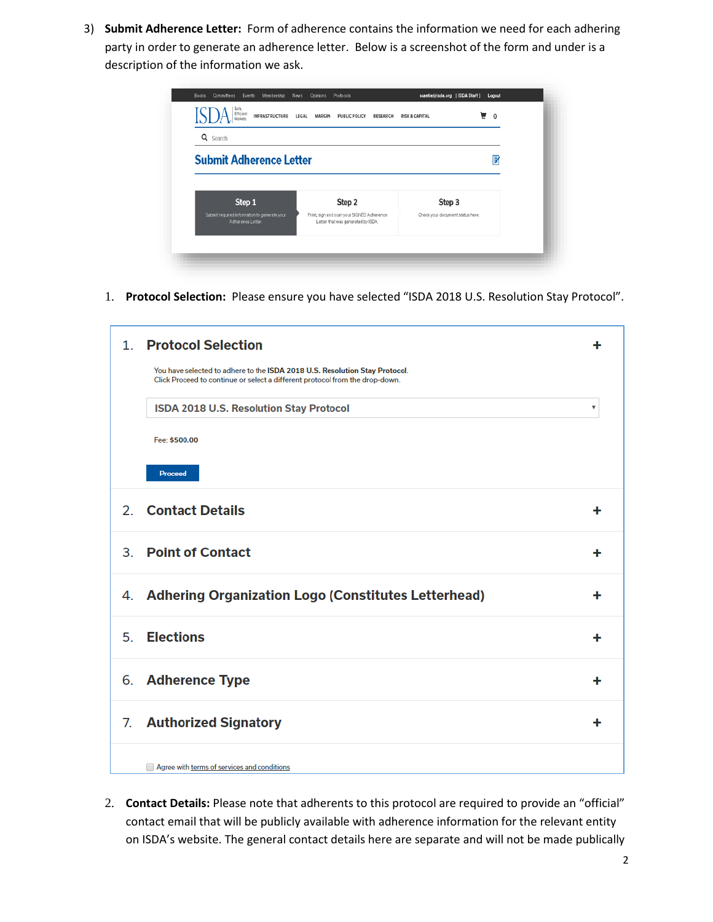3) **Submit Adherence Letter:** Form of adherence contains the information we need for each adhering party in order to generate an adherence letter. Below is a screenshot of the form and under is a description of the information we ask.

Books Committees Events Membership News Opinions Protocols

ISDA Safe, Efficient Markets INFRASTRUCTURE LEGAL MARGIN PUBLIC POLICY RESEARCH RISK & CAPITAL

Search

**Submit Adherence Letter**

| Step 1 | Step 2 | Step 3 |
|---|---|---|
| Submit required information to generate your Adherence Letter. | Print, sign and scan your SIGNED Adherence Letter that was generated by ISDA. | Check your document status here. |

1. **Protocol Selection:** Please ensure you have selected "ISDA 2018 U.S. Resolution Stay Protocol".

> **1. Protocol Selection** +
>
> You have selected to adhere to the **ISDA 2018 U.S. Resolution Stay Protocol.**
> Click Proceed to continue or select a different protocol from the drop-down.
>
> ISDA 2018 U.S. Resolution Stay Protocol
>
> Fee: **$500.00**
>
> Proceed
>
> **2. Contact Details** +
>
> **3. Point of Contact** +
>
> **4. Adhering Organization Logo (Constitutes Letterhead)** +
>
> **5. Elections** +
>
> **6. Adherence Type** +
>
> **7. Authorized Signatory** +
>
> Agree with terms of services and conditions

2. **Contact Details:** Please note that adherents to this protocol are required to provide an "official" contact email that will be publicly available with adherence information for the relevant entity on ISDA's website. The general contact details here are separate and will not be made publically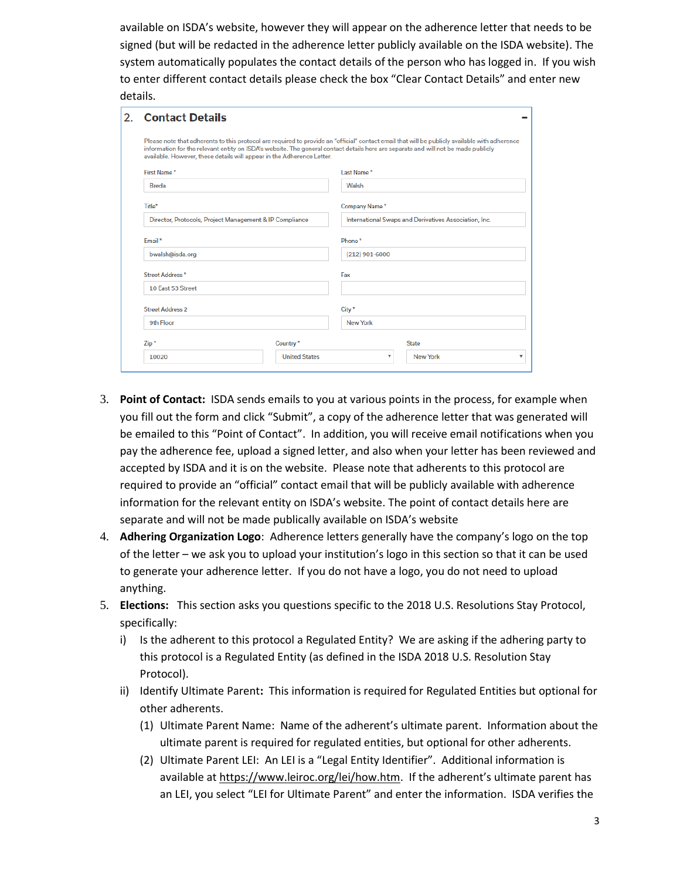available on ISDA's website, however they will appear on the adherence letter that needs to be signed (but will be redacted in the adherence letter publicly available on the ISDA website). The system automatically populates the contact details of the person who has logged in. If you wish to enter different contact details please check the box "Clear Contact Details" and enter new details.

**2. Contact Details**

Please note that adherents to this protocol are required to provide an "official" contact email that will be publicly available with adherence information for the relevant entity on ISDA's website. The general contact details here are separate and will not be made publicly available. However, these details will appear in the Adherence Letter.

| Field | Value | Field | Value |
|---|---|---|---|
| First Name * | Breda | Last Name * | Walsh |
| Title* | Director, Protocols, Project Management & IP Compliance | Company Name * | International Swaps and Derivatives Association, Inc. |
| Email * | bwalsh@isda.org | Phone * | (212) 901-6000 |
| Street Address * | 10 East 53 Street | Fax | |
| Street Address 2 | 9th Floor | City * | New York |
| Zip * | 10020 | Country * | United States |
| State | New York | | |

3. **Point of Contact:** ISDA sends emails to you at various points in the process, for example when you fill out the form and click "Submit", a copy of the adherence letter that was generated will be emailed to this "Point of Contact". In addition, you will receive email notifications when you pay the adherence fee, upload a signed letter, and also when your letter has been reviewed and accepted by ISDA and it is on the website. Please note that adherents to this protocol are required to provide an "official" contact email that will be publicly available with adherence information for the relevant entity on ISDA's website. The point of contact details here are separate and will not be made publically available on ISDA's website
4. **Adhering Organization Logo**: Adherence letters generally have the company's logo on the top of the letter – we ask you to upload your institution's logo in this section so that it can be used to generate your adherence letter. If you do not have a logo, you do not need to upload anything.
5. **Elections:** This section asks you questions specific to the 2018 U.S. Resolutions Stay Protocol, specifically:
   i) Is the adherent to this protocol a Regulated Entity? We are asking if the adhering party to this protocol is a Regulated Entity (as defined in the ISDA 2018 U.S. Resolution Stay Protocol).
   ii) Identify Ultimate Parent**:** This information is required for Regulated Entities but optional for other adherents.
      (1) Ultimate Parent Name: Name of the adherent's ultimate parent. Information about the ultimate parent is required for regulated entities, but optional for other adherents.
      (2) Ultimate Parent LEI: An LEI is a "Legal Entity Identifier". Additional information is available at https://www.leiroc.org/lei/how.htm. If the adherent's ultimate parent has an LEI, you select "LEI for Ultimate Parent" and enter the information. ISDA verifies the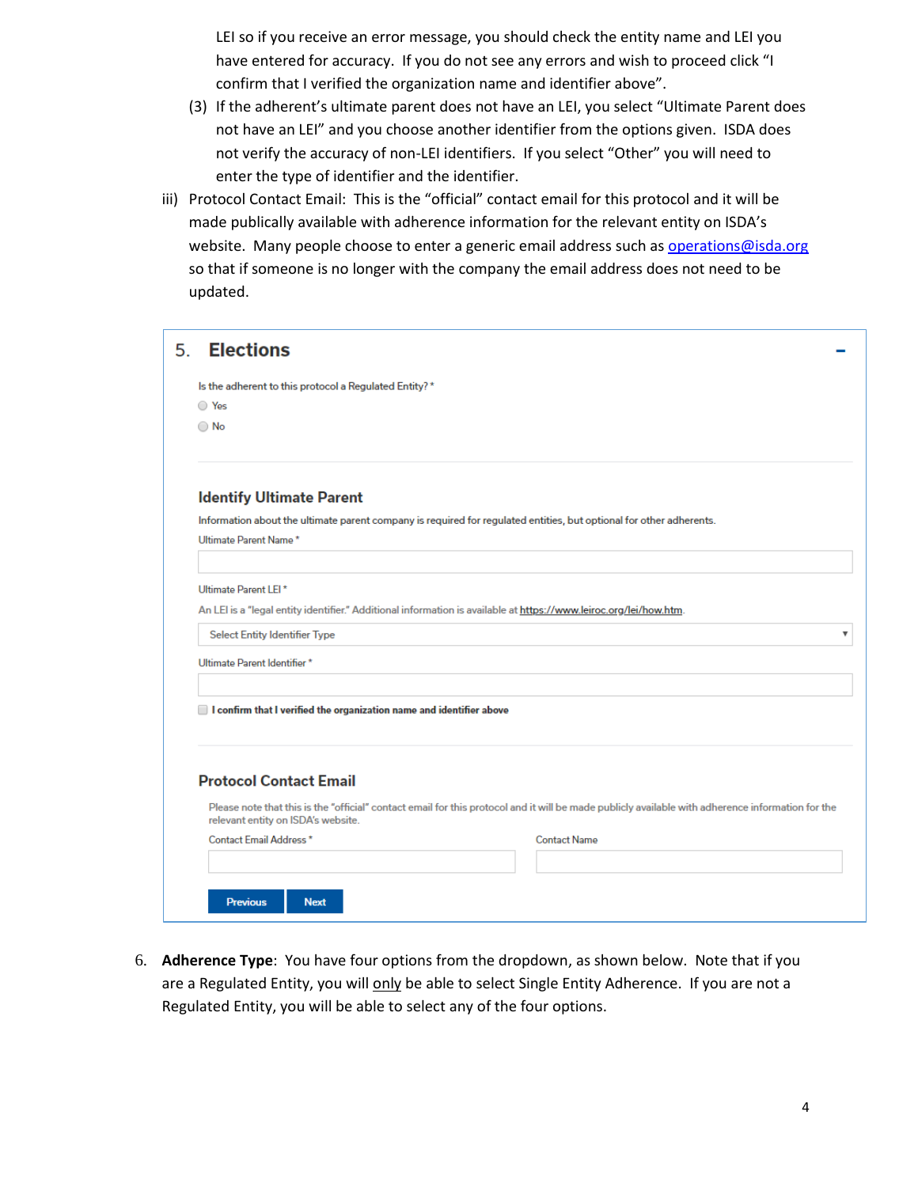LEI so if you receive an error message, you should check the entity name and LEI you have entered for accuracy. If you do not see any errors and wish to proceed click "I confirm that I verified the organization name and identifier above".

(3) If the adherent's ultimate parent does not have an LEI, you select "Ultimate Parent does not have an LEI" and you choose another identifier from the options given. ISDA does not verify the accuracy of non-LEI identifiers. If you select "Other" you will need to enter the type of identifier and the identifier.

iii) Protocol Contact Email: This is the "official" contact email for this protocol and it will be made publically available with adherence information for the relevant entity on ISDA's website. Many people choose to enter a generic email address such as operations@isda.org so that if someone is no longer with the company the email address does not need to be updated.

### 5. Elections

Is the adherent to this protocol a Regulated Entity? *

- Yes
- No

**Identify Ultimate Parent**

Information about the ultimate parent company is required for regulated entities, but optional for other adherents.

Ultimate Parent Name *

Ultimate Parent LEI *

An LEI is a "legal entity identifier." Additional information is available at https://www.leiroc.org/lei/how.htm.

Select Entity Identifier Type

Ultimate Parent Identifier *

**I confirm that I verified the organization name and identifier above**

**Protocol Contact Email**

Please note that this is the "official" contact email for this protocol and it will be made publicly available with adherence information for the relevant entity on ISDA's website.

Contact Email Address * | Contact Name

Previous | Next

6. **Adherence Type**: You have four options from the dropdown, as shown below. Note that if you are a Regulated Entity, you will only be able to select Single Entity Adherence. If you are not a Regulated Entity, you will be able to select any of the four options.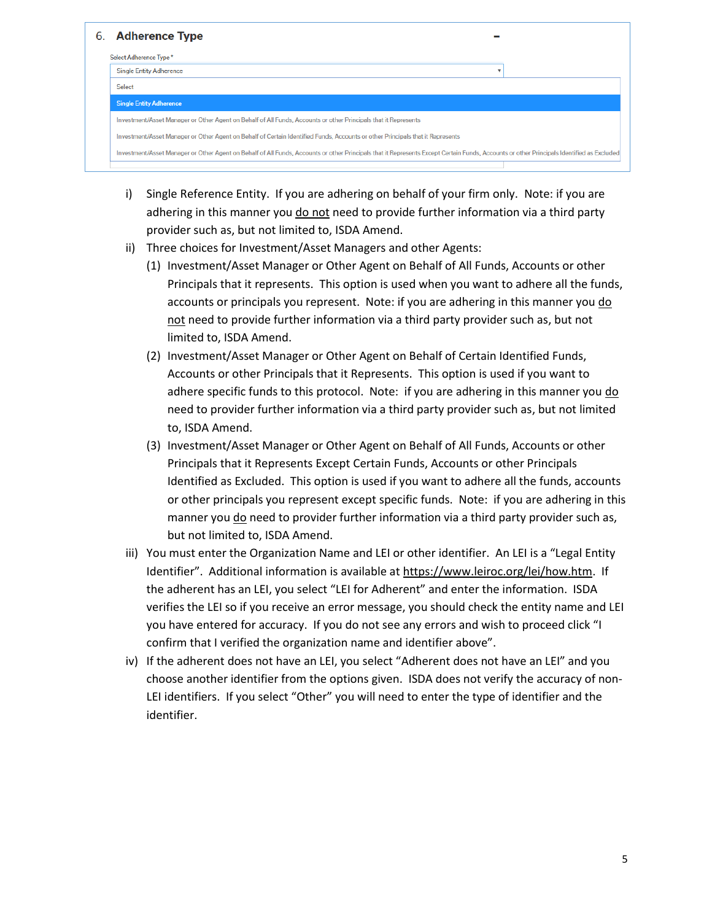## 6. Adherence Type

Select Adherence Type *

Single Entity Adherence

- Select
- Single Entity Adherence
- Investment/Asset Manager or Other Agent on Behalf of All Funds, Accounts or other Principals that it Represents
- Investment/Asset Manager or Other Agent on Behalf of Certain Identified Funds, Accounts or other Principals that it Represents
- Investment/Asset Manager or Other Agent on Behalf of All Funds, Accounts or other Principals that it Represents Except Certain Funds, Accounts or other Principals Identified as Excluded

i) Single Reference Entity. If you are adhering on behalf of your firm only. Note: if you are adhering in this manner you do not need to provide further information via a third party provider such as, but not limited to, ISDA Amend.

ii) Three choices for Investment/Asset Managers and other Agents:

   (1) Investment/Asset Manager or Other Agent on Behalf of All Funds, Accounts or other Principals that it represents. This option is used when you want to adhere all the funds, accounts or principals you represent. Note: if you are adhering in this manner you do not need to provide further information via a third party provider such as, but not limited to, ISDA Amend.

   (2) Investment/Asset Manager or Other Agent on Behalf of Certain Identified Funds, Accounts or other Principals that it Represents. This option is used if you want to adhere specific funds to this protocol. Note: if you are adhering in this manner you do need to provider further information via a third party provider such as, but not limited to, ISDA Amend.

   (3) Investment/Asset Manager or Other Agent on Behalf of All Funds, Accounts or other Principals that it Represents Except Certain Funds, Accounts or other Principals Identified as Excluded. This option is used if you want to adhere all the funds, accounts or other principals you represent except specific funds. Note: if you are adhering in this manner you do need to provider further information via a third party provider such as, but not limited to, ISDA Amend.

iii) You must enter the Organization Name and LEI or other identifier. An LEI is a "Legal Entity Identifier". Additional information is available at https://www.leiroc.org/lei/how.htm. If the adherent has an LEI, you select "LEI for Adherent" and enter the information. ISDA verifies the LEI so if you receive an error message, you should check the entity name and LEI you have entered for accuracy. If you do not see any errors and wish to proceed click "I confirm that I verified the organization name and identifier above".

iv) If the adherent does not have an LEI, you select "Adherent does not have an LEI" and you choose another identifier from the options given. ISDA does not verify the accuracy of non-LEI identifiers. If you select "Other" you will need to enter the type of identifier and the identifier.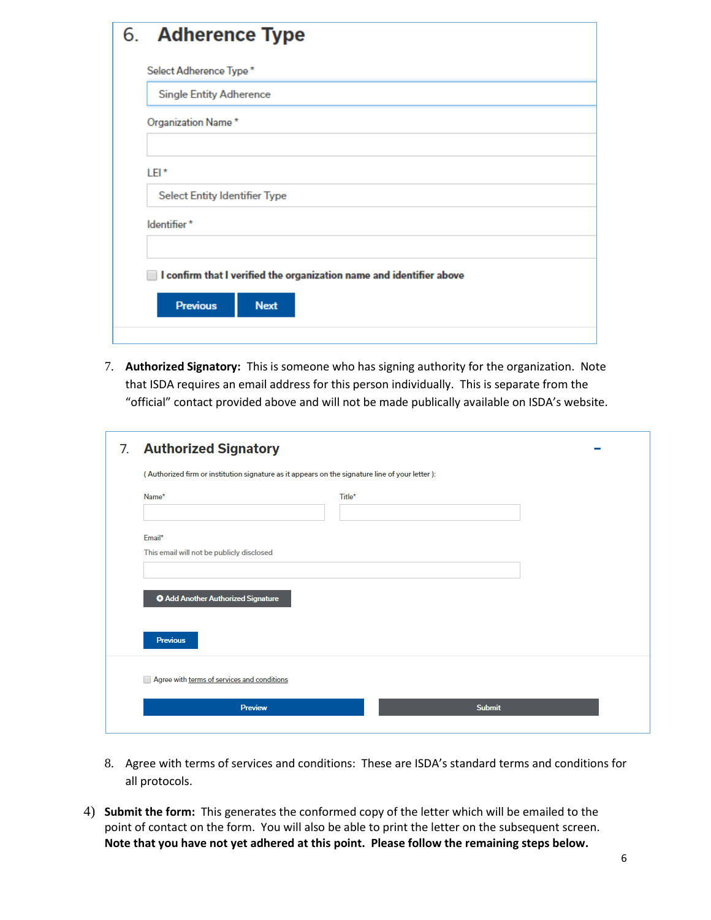## 6. Adherence Type

Select Adherence Type *

Single Entity Adherence

Organization Name *

LEI *

Select Entity Identifier Type

Identifier *

☐ **I confirm that I verified the organization name and identifier above**

Previous | Next

7. **Authorized Signatory:** This is someone who has signing authority for the organization. Note that ISDA requires an email address for this person individually. This is separate from the "official" contact provided above and will not be made publically available on ISDA's website.

## 7. Authorized Signatory

( Authorized firm or institution signature as it appears on the signature line of your letter ):

Name* | Title*

Email*

This email will not be publicly disclosed

Add Another Authorized Signature

Previous

☐ Agree with terms of services and conditions

Preview | Submit

8. Agree with terms of services and conditions: These are ISDA's standard terms and conditions for all protocols.

4) **Submit the form:** This generates the conformed copy of the letter which will be emailed to the point of contact on the form. You will also be able to print the letter on the subsequent screen. **Note that you have not yet adhered at this point. Please follow the remaining steps below.**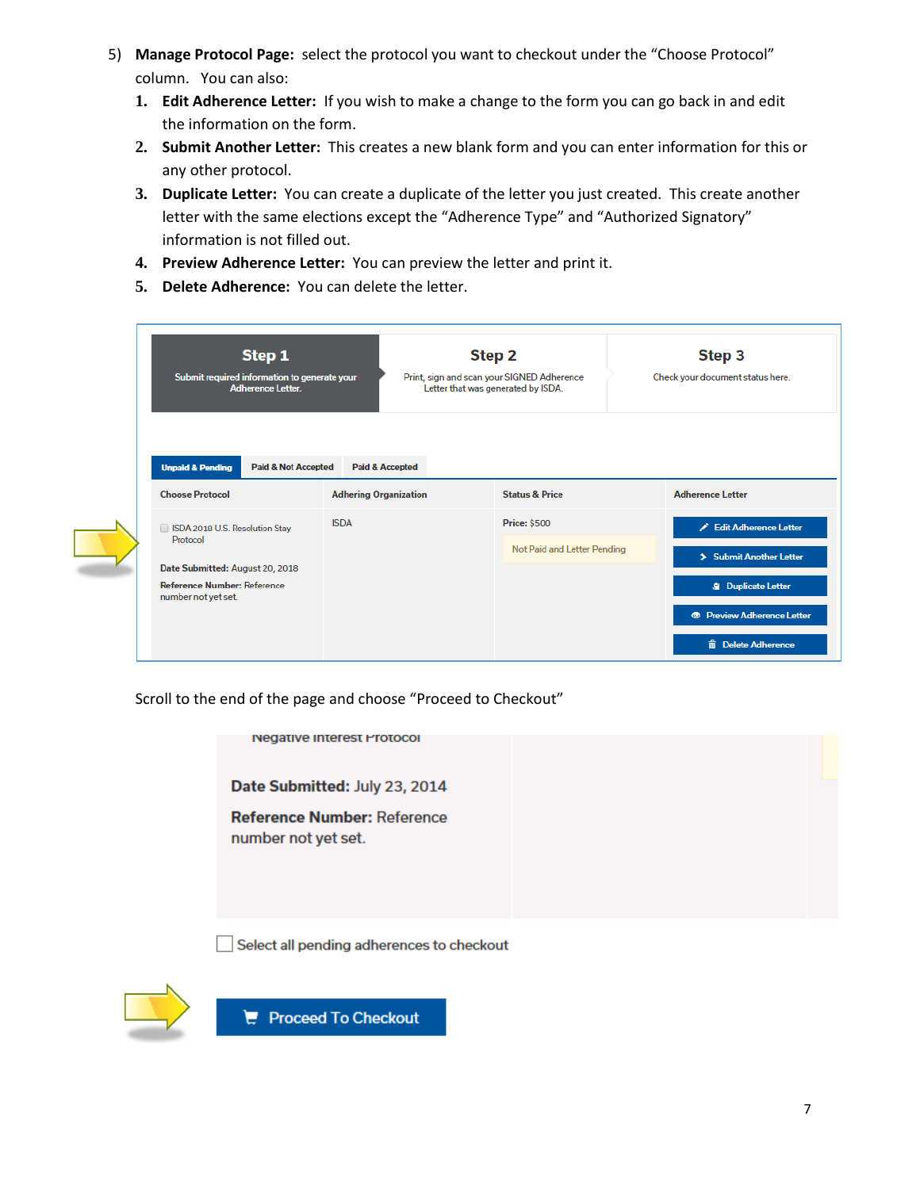5) **Manage Protocol Page:** select the protocol you want to checkout under the "Choose Protocol" column. You can also:

   1. **Edit Adherence Letter:** If you wish to make a change to the form you can go back in and edit the information on the form.
   2. **Submit Another Letter:** This creates a new blank form and you can enter information for this or any other protocol.
   3. **Duplicate Letter:** You can create a duplicate of the letter you just created. This create another letter with the same elections except the "Adherence Type" and "Authorized Signatory" information is not filled out.
   4. **Preview Adherence Letter:** You can preview the letter and print it.
   5. **Delete Adherence:** You can delete the letter.

Scroll to the end of the page and choose "Proceed to Checkout"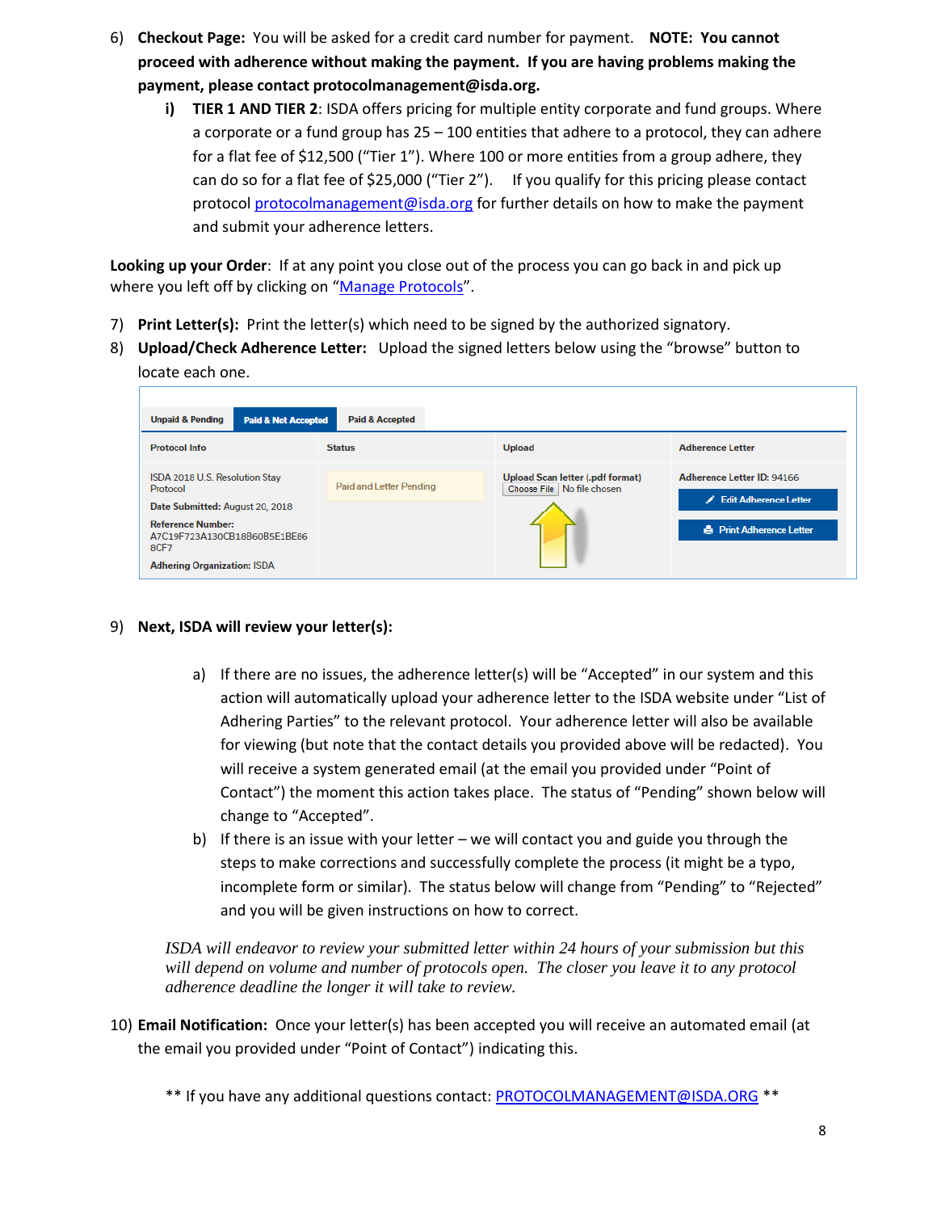6) **Checkout Page:** You will be asked for a credit card number for payment. **NOTE: You cannot proceed with adherence without making the payment. If you are having problems making the payment, please contact protocolmanagement@isda.org.**

   i) **TIER 1 AND TIER 2**: ISDA offers pricing for multiple entity corporate and fund groups. Where a corporate or a fund group has 25 – 100 entities that adhere to a protocol, they can adhere for a flat fee of $12,500 ("Tier 1"). Where 100 or more entities from a group adhere, they can do so for a flat fee of $25,000 ("Tier 2"). If you qualify for this pricing please contact protocol protocolmanagement@isda.org for further details on how to make the payment and submit your adherence letters.

**Looking up your Order**: If at any point you close out of the process you can go back in and pick up where you left off by clicking on "Manage Protocols".

7) **Print Letter(s):** Print the letter(s) which need to be signed by the authorized signatory.
8) **Upload/Check Adherence Letter:** Upload the signed letters below using the "browse" button to locate each one.

Unpaid & Pending | **Paid & Not Accepted** | Paid & Accepted

| Protocol Info | Status | Upload | Adherence Letter |
|---|---|---|---|
| ISDA 2018 U.S. Resolution Stay Protocol<br>**Date Submitted:** August 20, 2018<br>**Reference Number:** A7C19F723A130CB18B60B5E1BE868CF7<br>**Adhering Organization:** ISDA | Paid and Letter Pending | **Upload Scan letter (.pdf format)**<br>Choose File No file chosen | **Adherence Letter ID:** 94166<br>Edit Adherence Letter<br>Print Adherence Letter |

9) **Next, ISDA will review your letter(s):**

   a) If there are no issues, the adherence letter(s) will be "Accepted" in our system and this action will automatically upload your adherence letter to the ISDA website under "List of Adhering Parties" to the relevant protocol. Your adherence letter will also be available for viewing (but note that the contact details you provided above will be redacted). You will receive a system generated email (at the email you provided under "Point of Contact") the moment this action takes place. The status of "Pending" shown below will change to "Accepted".
   b) If there is an issue with your letter – we will contact you and guide you through the steps to make corrections and successfully complete the process (it might be a typo, incomplete form or similar). The status below will change from "Pending" to "Rejected" and you will be given instructions on how to correct.

   *ISDA will endeavor to review your submitted letter within 24 hours of your submission but this will depend on volume and number of protocols open. The closer you leave it to any protocol adherence deadline the longer it will take to review.*

10) **Email Notification:** Once your letter(s) has been accepted you will receive an automated email (at the email you provided under "Point of Contact") indicating this.

** If you have any additional questions contact: PROTOCOLMANAGEMENT@ISDA.ORG **